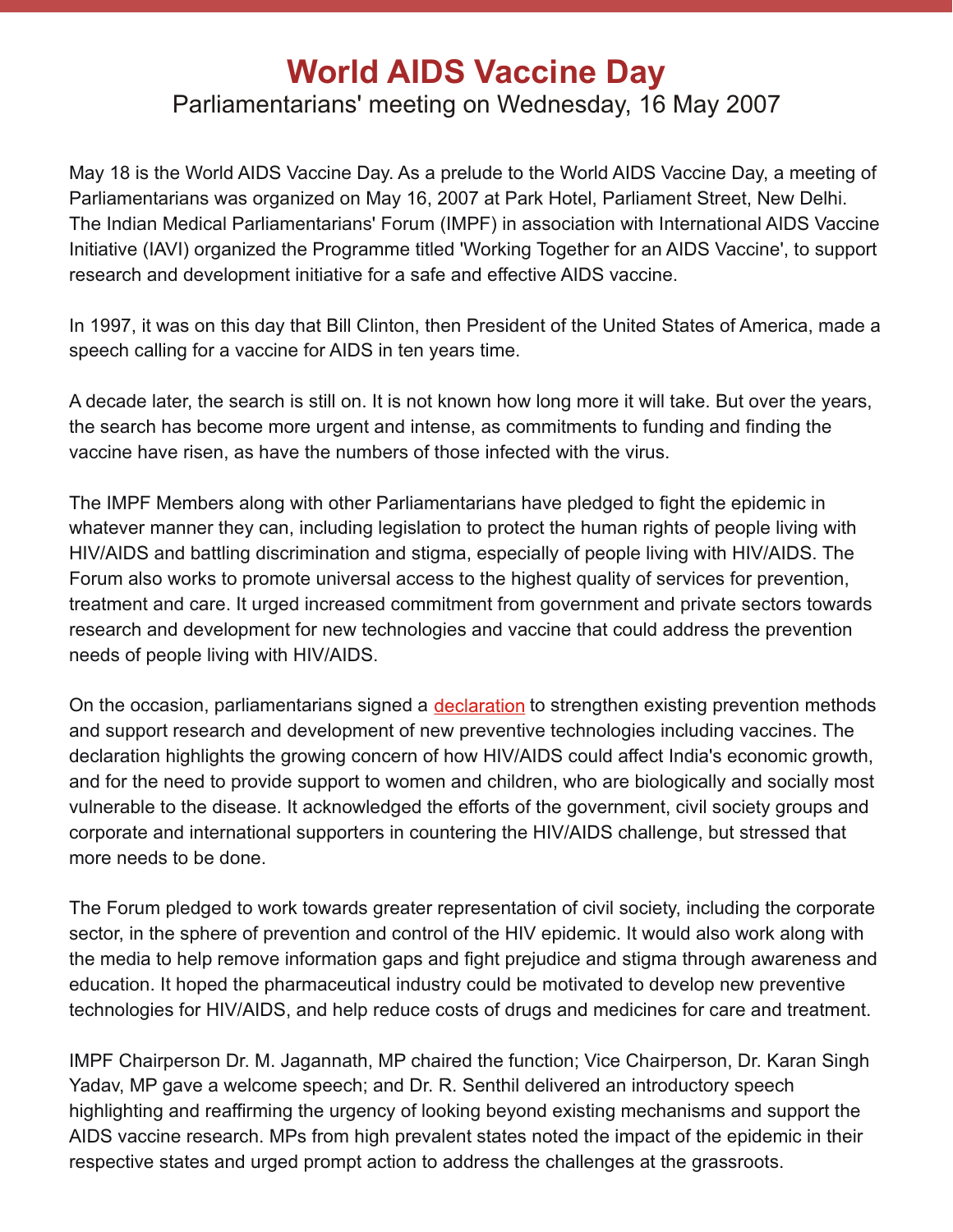# World AIDS Vaccine Day

## Parliamentarians' meeting on Wednesday, 16 May 2007

May 18 is the World AIDS Vaccine Day. As a prelude to the World AIDS Vaccine Day, a meeting of Parliamentarians was organized on May 16, 2007 at Park Hotel, Parliament Street, New Delhi. The Indian Medical Parliamentarians' Forum (IMPF) in association with International AIDS Vaccine Initiative (IAVI) organized the Programme titled 'Working Together for an AIDS Vaccine', to support research and development initiative for a safe and effective AIDS vaccine.

In 1997, it was on this day that Bill Clinton, then President of the United States of America, made a speech calling for a vaccine for AIDS in ten years time.

A decade later, the search is still on. It is not known how long more it will take. But over the years, the search has become more urgent and intense, as commitments to funding and finding the vaccine have risen, as have the numbers of those infected with the virus.

The IMPF Members along with other Parliamentarians have pledged to fight the epidemic in whatever manner they can, including legislation to protect the human rights of people living with HIV/AIDS and battling discrimination and stigma, especially of people living with HIV/AIDS. The Forum also works to promote universal access to the highest quality of services for prevention, treatment and care. It urged increased commitment from government and private sectors towards research and development for new technologies and vaccine that could address the prevention needs of people living with HIV/AIDS.

On the occasion, parliamentarians signed a declaration to strengthen existing prevention methods and support research and development of new preventive technologies including vaccines. The declaration highlights the growing concern of how HIV/AIDS could affect India's economic growth, and for the need to provide support to women and children, who are biologically and socially most vulnerable to the disease. It acknowledged the efforts of the government, civil society groups and corporate and international supporters in countering the HIV/AIDS challenge, but stressed that more needs to be done.

The Forum pledged to work towards greater representation of civil society, including the corporate sector, in the sphere of prevention and control of the HIV epidemic. It would also work along with the media to help remove information gaps and fight prejudice and stigma through awareness and education. It hoped the pharmaceutical industry could be motivated to develop new preventive technologies for HIV/AIDS, and help reduce costs of drugs and medicines for care and treatment.

IMPF Chairperson Dr. M. Jagannath, MP chaired the function; Vice Chairperson, Dr. Karan Singh Yadav, MP gave a welcome speech; and Dr. R. Senthil delivered an introductory speech highlighting and reaffirming the urgency of looking beyond existing mechanisms and support the AIDS vaccine research. MPs from high prevalent states noted the impact of the epidemic in their respective states and urged prompt action to address the challenges at the grassroots.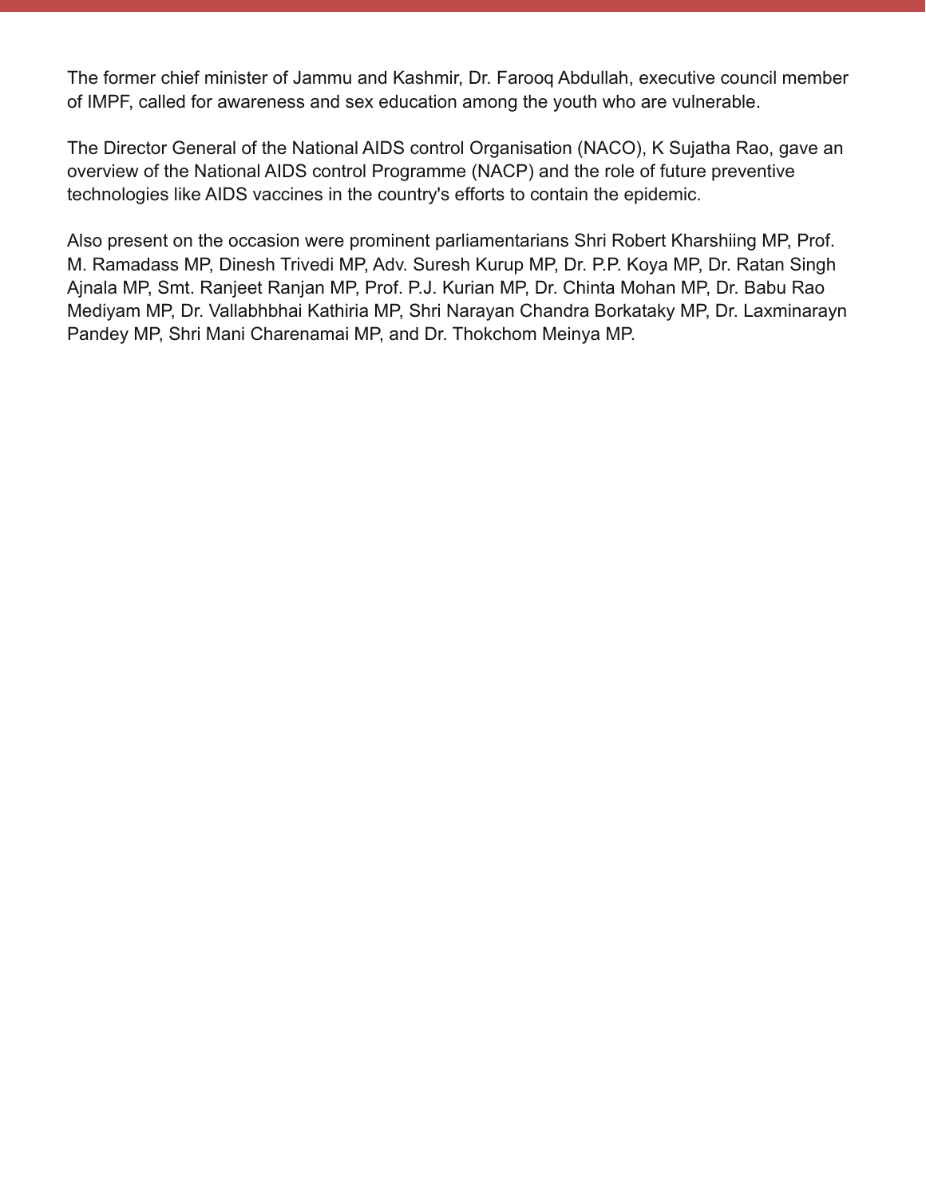The former chief minister of Jammu and Kashmir, Dr. Farooq Abdullah, executive council member of IMPF, called for awareness and sex education among the youth who are vulnerable.

The Director General of the National AIDS control Organisation (NACO), K Sujatha Rao, gave an overview of the National AIDS control Programme (NACP) and the role of future preventive technologies like AIDS vaccines in the country's efforts to contain the epidemic.

Also present on the occasion were prominent parliamentarians Shri Robert Kharshiing MP, Prof. M. Ramadass MP, Dinesh Trivedi MP, Adv. Suresh Kurup MP, Dr. P.P. Koya MP, Dr. Ratan Singh Ajnala MP, Smt. Ranjeet Ranjan MP, Prof. P.J. Kurian MP, Dr. Chinta Mohan MP, Dr. Babu Rao Mediyam MP, Dr. Vallabhbhai Kathiria MP, Shri Narayan Chandra Borkataky MP, Dr. Laxminarayn Pandey MP, Shri Mani Charenamai MP, and Dr. Thokchom Meinya MP.